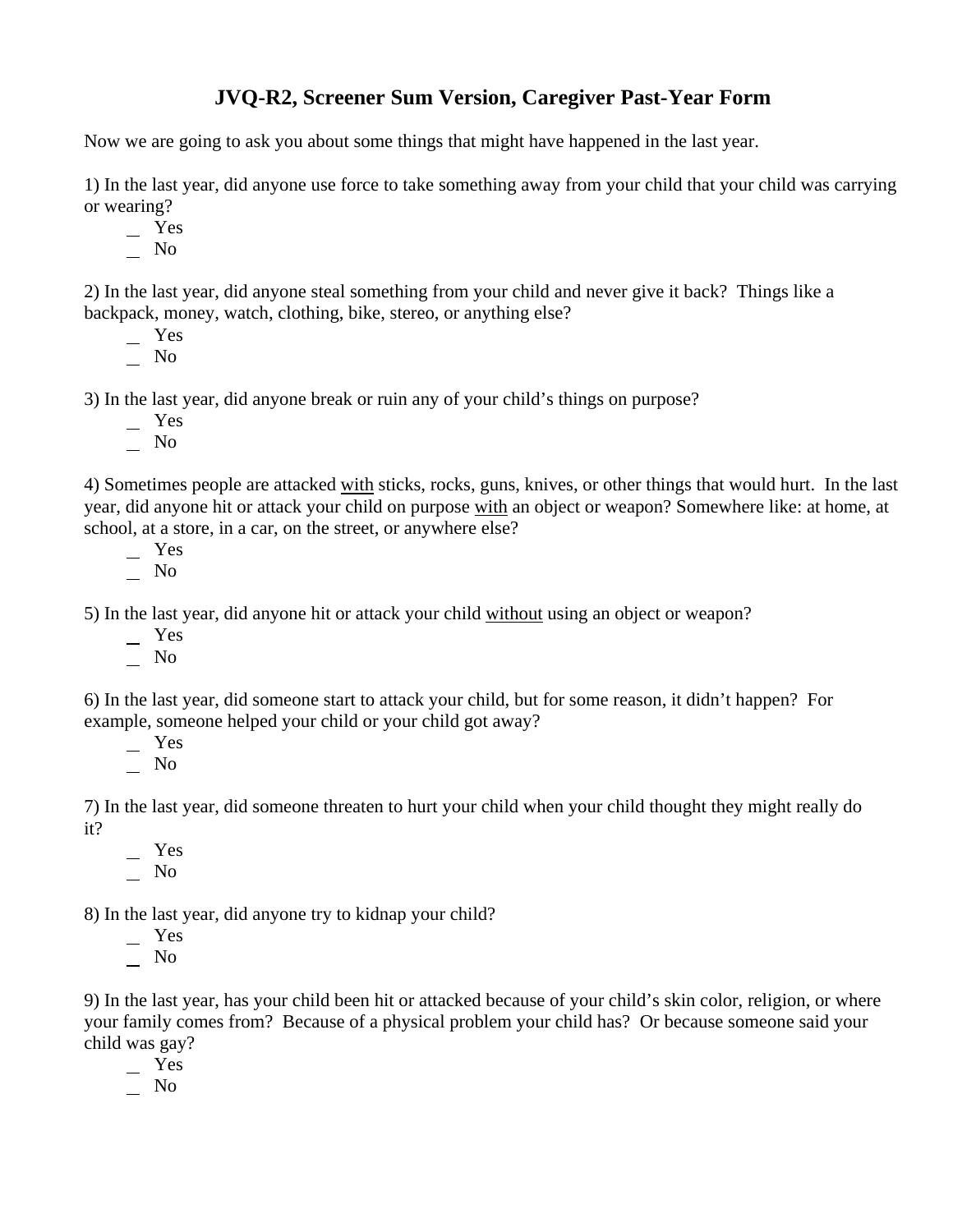# JVQ-R2, Screener Sum Version, Caregiver Past-Year Form

Now we are going to ask you about some things that might have happened in the last year.

1) In the last year, did anyone use force to take something away from your child that your child was carrying or wearing?

- _ Yes
- _ No

2) In the last year, did anyone steal something from your child and never give it back? Things like a backpack, money, watch, clothing, bike, stereo, or anything else?

- _ Yes
- _ No

3) In the last year, did anyone break or ruin any of your child's things on purpose?

- _ Yes
- _ No

4) Sometimes people are attacked <u>with</u> sticks, rocks, guns, knives, or other things that would hurt. In the last year, did anyone hit or attack your child on purpose <u>with</u> an object or weapon? Somewhere like: at home, at school, at a store, in a car, on the street, or anywhere else?

- _ Yes
- _ No

5) In the last year, did anyone hit or attack your child <u>without</u> using an object or weapon?

- _ Yes
- _ No

6) In the last year, did someone start to attack your child, but for some reason, it didn't happen? For example, someone helped your child or your child got away?

- _ Yes
- _ No

7) In the last year, did someone threaten to hurt your child when your child thought they might really do it?

- _ Yes
- _ No

8) In the last year, did anyone try to kidnap your child?

- _ Yes
- _ No

9) In the last year, has your child been hit or attacked because of your child's skin color, religion, or where your family comes from? Because of a physical problem your child has? Or because someone said your child was gay?

- _ Yes
- _ No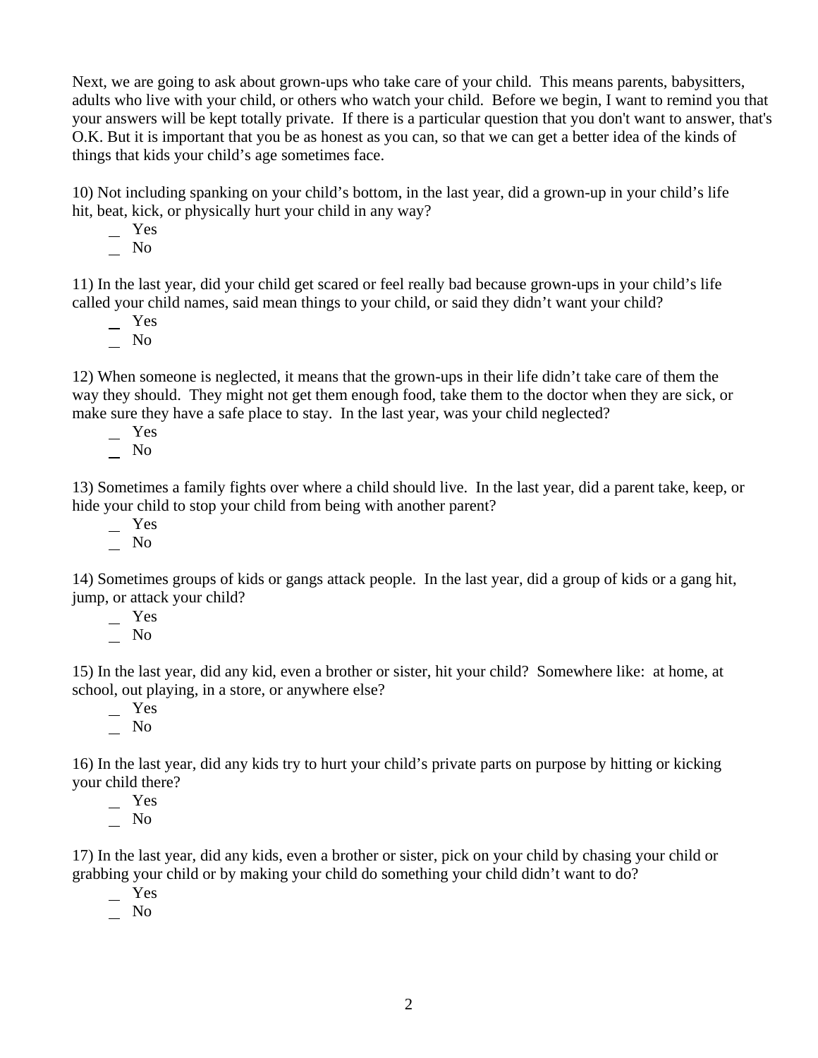Next, we are going to ask about grown-ups who take care of your child. This means parents, babysitters, adults who live with your child, or others who watch your child. Before we begin, I want to remind you that your answers will be kept totally private. If there is a particular question that you don't want to answer, that's O.K. But it is important that you be as honest as you can, so that we can get a better idea of the kinds of things that kids your child's age sometimes face.

10) Not including spanking on your child's bottom, in the last year, did a grown-up in your child's life hit, beat, kick, or physically hurt your child in any way?

_ Yes
_ No

11) In the last year, did your child get scared or feel really bad because grown-ups in your child's life called your child names, said mean things to your child, or said they didn't want your child?

_ Yes
_ No

12) When someone is neglected, it means that the grown-ups in their life didn't take care of them the way they should. They might not get them enough food, take them to the doctor when they are sick, or make sure they have a safe place to stay. In the last year, was your child neglected?

_ Yes
_ No

13) Sometimes a family fights over where a child should live. In the last year, did a parent take, keep, or hide your child to stop your child from being with another parent?

_ Yes
_ No

14) Sometimes groups of kids or gangs attack people. In the last year, did a group of kids or a gang hit, jump, or attack your child?

_ Yes
_ No

15) In the last year, did any kid, even a brother or sister, hit your child? Somewhere like: at home, at school, out playing, in a store, or anywhere else?

_ Yes
_ No

16) In the last year, did any kids try to hurt your child's private parts on purpose by hitting or kicking your child there?

_ Yes
_ No

17) In the last year, did any kids, even a brother or sister, pick on your child by chasing your child or grabbing your child or by making your child do something your child didn't want to do?

_ Yes
_ No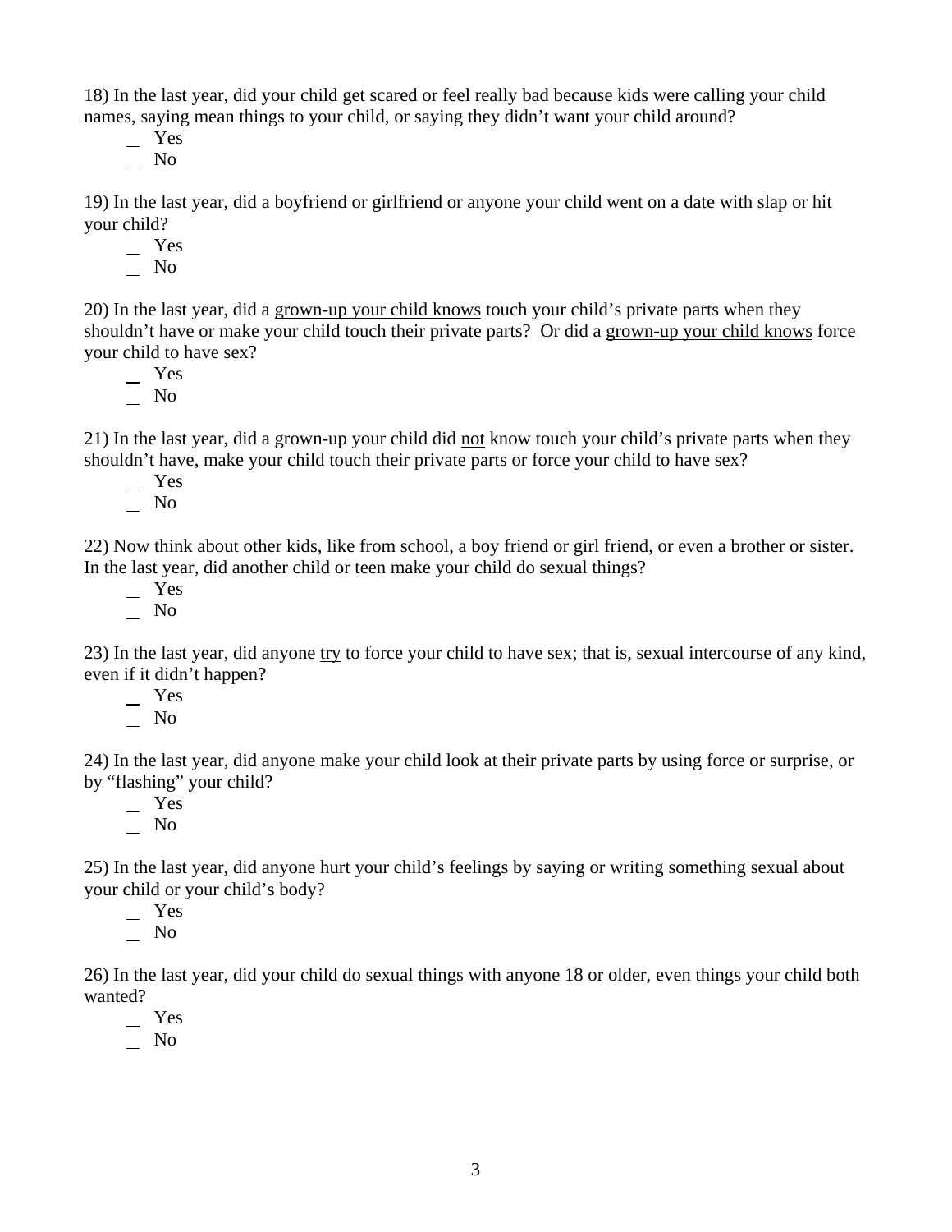18) In the last year, did your child get scared or feel really bad because kids were calling your child names, saying mean things to your child, or saying they didn't want your child around?

_ Yes
_ No

19) In the last year, did a boyfriend or girlfriend or anyone your child went on a date with slap or hit your child?

_ Yes
_ No

20) In the last year, did a <u>grown-up your child knows</u> touch your child's private parts when they shouldn't have or make your child touch their private parts? Or did a <u>grown-up your child knows</u> force your child to have sex?

_ Yes
_ No

21) In the last year, did a grown-up your child did <u>not</u> know touch your child's private parts when they shouldn't have, make your child touch their private parts or force your child to have sex?

_ Yes
_ No

22) Now think about other kids, like from school, a boy friend or girl friend, or even a brother or sister. In the last year, did another child or teen make your child do sexual things?

_ Yes
_ No

23) In the last year, did anyone <u>try</u> to force your child to have sex; that is, sexual intercourse of any kind, even if it didn't happen?

_ Yes
_ No

24) In the last year, did anyone make your child look at their private parts by using force or surprise, or by "flashing" your child?

_ Yes
_ No

25) In the last year, did anyone hurt your child's feelings by saying or writing something sexual about your child or your child's body?

_ Yes
_ No

26) In the last year, did your child do sexual things with anyone 18 or older, even things your child both wanted?

_ Yes
_ No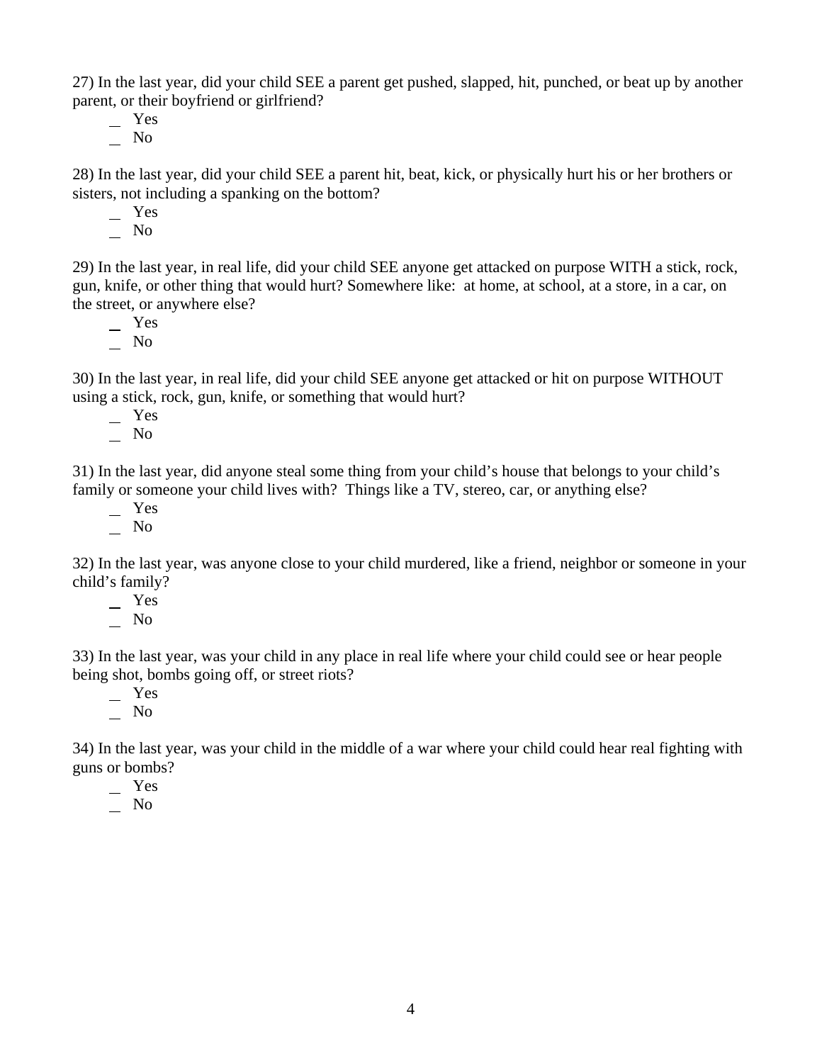27) In the last year, did your child SEE a parent get pushed, slapped, hit, punched, or beat up by another parent, or their boyfriend or girlfriend?

_ Yes
_ No

28) In the last year, did your child SEE a parent hit, beat, kick, or physically hurt his or her brothers or sisters, not including a spanking on the bottom?

_ Yes
_ No

29) In the last year, in real life, did your child SEE anyone get attacked on purpose WITH a stick, rock, gun, knife, or other thing that would hurt? Somewhere like: at home, at school, at a store, in a car, on the street, or anywhere else?

_ Yes
_ No

30) In the last year, in real life, did your child SEE anyone get attacked or hit on purpose WITHOUT using a stick, rock, gun, knife, or something that would hurt?

_ Yes
_ No

31) In the last year, did anyone steal some thing from your child's house that belongs to your child's family or someone your child lives with? Things like a TV, stereo, car, or anything else?

_ Yes
_ No

32) In the last year, was anyone close to your child murdered, like a friend, neighbor or someone in your child's family?

_ Yes
_ No

33) In the last year, was your child in any place in real life where your child could see or hear people being shot, bombs going off, or street riots?

_ Yes
_ No

34) In the last year, was your child in the middle of a war where your child could hear real fighting with guns or bombs?

_ Yes
_ No